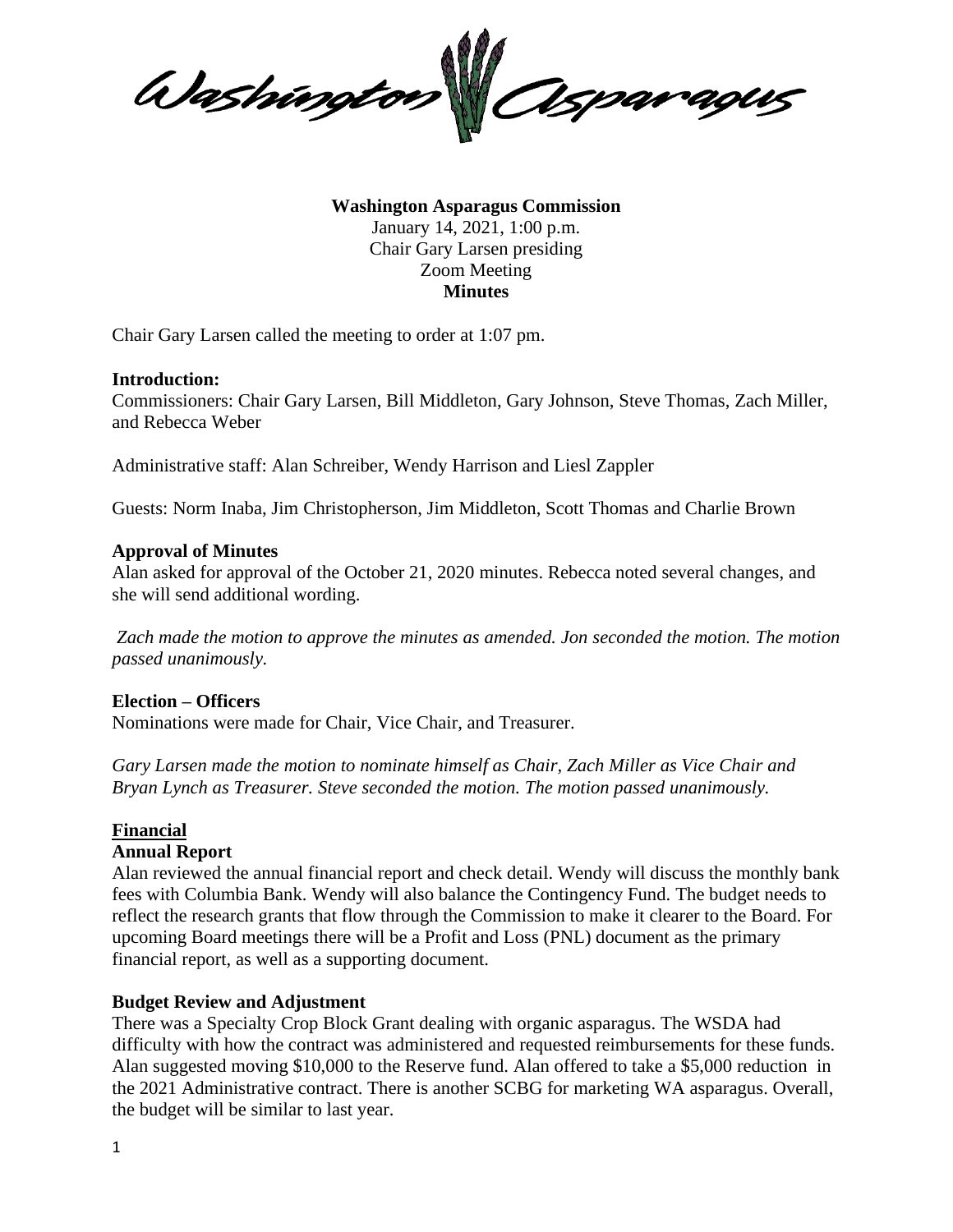Washington Asparagus

**Washington Asparagus Commission**
January 14, 2021, 1:00 p.m.
Chair Gary Larsen presiding
Zoom Meeting
**Minutes**

Chair Gary Larsen called the meeting to order at 1:07 pm.

**Introduction:**
Commissioners: Chair Gary Larsen, Bill Middleton, Gary Johnson, Steve Thomas, Zach Miller, and Rebecca Weber

Administrative staff: Alan Schreiber, Wendy Harrison and Liesl Zappler

Guests: Norm Inaba, Jim Christopherson, Jim Middleton, Scott Thomas and Charlie Brown

**Approval of Minutes**
Alan asked for approval of the October 21, 2020 minutes. Rebecca noted several changes, and she will send additional wording.

*Zach made the motion to approve the minutes as amended. Jon seconded the motion. The motion passed unanimously.*

**Election – Officers**
Nominations were made for Chair, Vice Chair, and Treasurer.

*Gary Larsen made the motion to nominate himself as Chair, Zach Miller as Vice Chair and Bryan Lynch as Treasurer. Steve seconded the motion. The motion passed unanimously.*

**Financial**

**Annual Report**
Alan reviewed the annual financial report and check detail. Wendy will discuss the monthly bank fees with Columbia Bank. Wendy will also balance the Contingency Fund. The budget needs to reflect the research grants that flow through the Commission to make it clearer to the Board. For upcoming Board meetings there will be a Profit and Loss (PNL) document as the primary financial report, as well as a supporting document.

**Budget Review and Adjustment**
There was a Specialty Crop Block Grant dealing with organic asparagus. The WSDA had difficulty with how the contract was administered and requested reimbursements for these funds. Alan suggested moving $10,000 to the Reserve fund. Alan offered to take a $5,000 reduction in the 2021 Administrative contract. There is another SCBG for marketing WA asparagus. Overall, the budget will be similar to last year.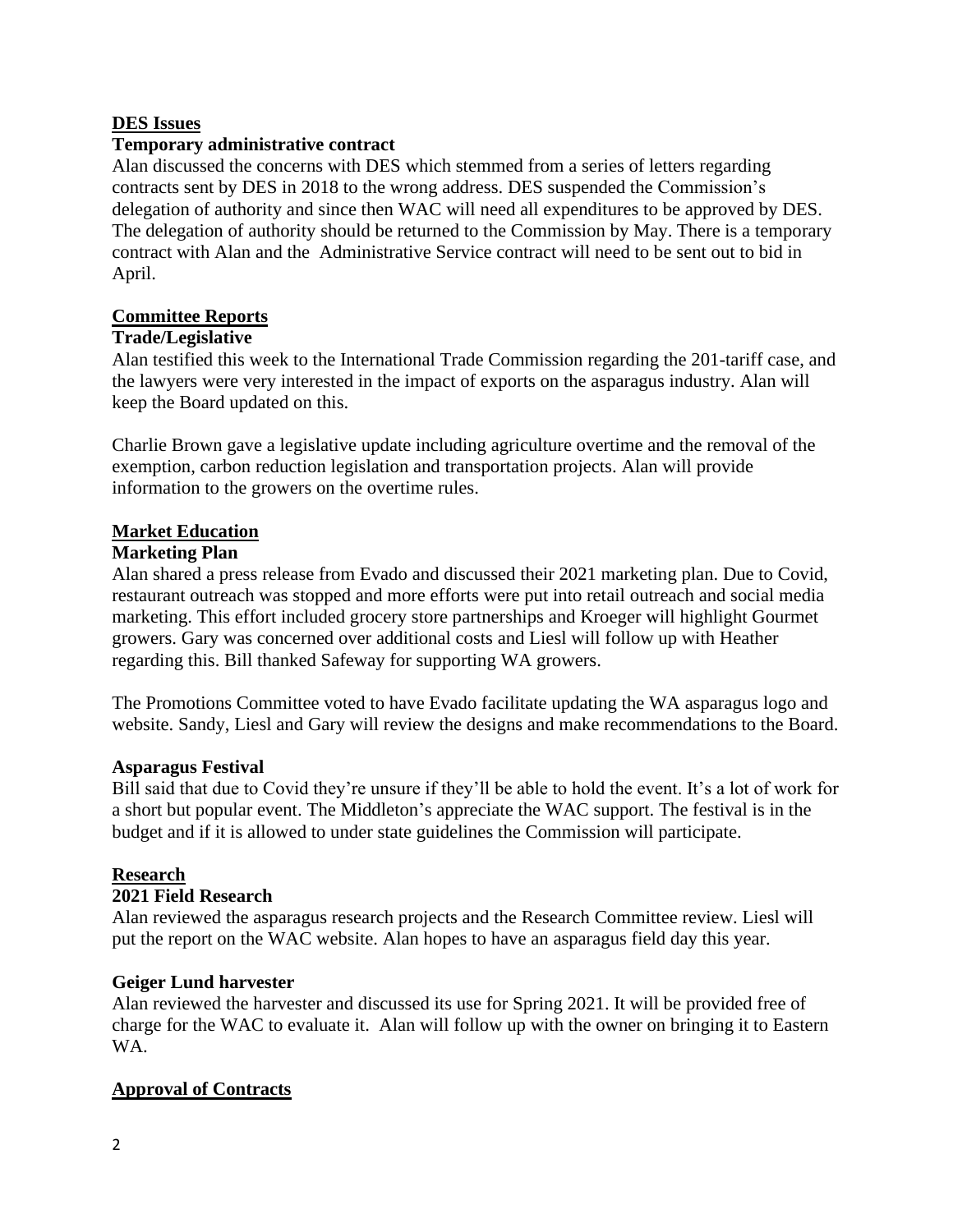## DES Issues

### Temporary administrative contract

Alan discussed the concerns with DES which stemmed from a series of letters regarding contracts sent by DES in 2018 to the wrong address. DES suspended the Commission's delegation of authority and since then WAC will need all expenditures to be approved by DES. The delegation of authority should be returned to the Commission by May. There is a temporary contract with Alan and the Administrative Service contract will need to be sent out to bid in April.

## Committee Reports

### Trade/Legislative

Alan testified this week to the International Trade Commission regarding the 201-tariff case, and the lawyers were very interested in the impact of exports on the asparagus industry. Alan will keep the Board updated on this.

Charlie Brown gave a legislative update including agriculture overtime and the removal of the exemption, carbon reduction legislation and transportation projects. Alan will provide information to the growers on the overtime rules.

## Market Education

### Marketing Plan

Alan shared a press release from Evado and discussed their 2021 marketing plan. Due to Covid, restaurant outreach was stopped and more efforts were put into retail outreach and social media marketing. This effort included grocery store partnerships and Kroeger will highlight Gourmet growers. Gary was concerned over additional costs and Liesl will follow up with Heather regarding this. Bill thanked Safeway for supporting WA growers.

The Promotions Committee voted to have Evado facilitate updating the WA asparagus logo and website. Sandy, Liesl and Gary will review the designs and make recommendations to the Board.

### Asparagus Festival

Bill said that due to Covid they're unsure if they'll be able to hold the event. It's a lot of work for a short but popular event. The Middleton's appreciate the WAC support. The festival is in the budget and if it is allowed to under state guidelines the Commission will participate.

## Research

### 2021 Field Research

Alan reviewed the asparagus research projects and the Research Committee review. Liesl will put the report on the WAC website. Alan hopes to have an asparagus field day this year.

### Geiger Lund harvester

Alan reviewed the harvester and discussed its use for Spring 2021. It will be provided free of charge for the WAC to evaluate it. Alan will follow up with the owner on bringing it to Eastern WA.

## Approval of Contracts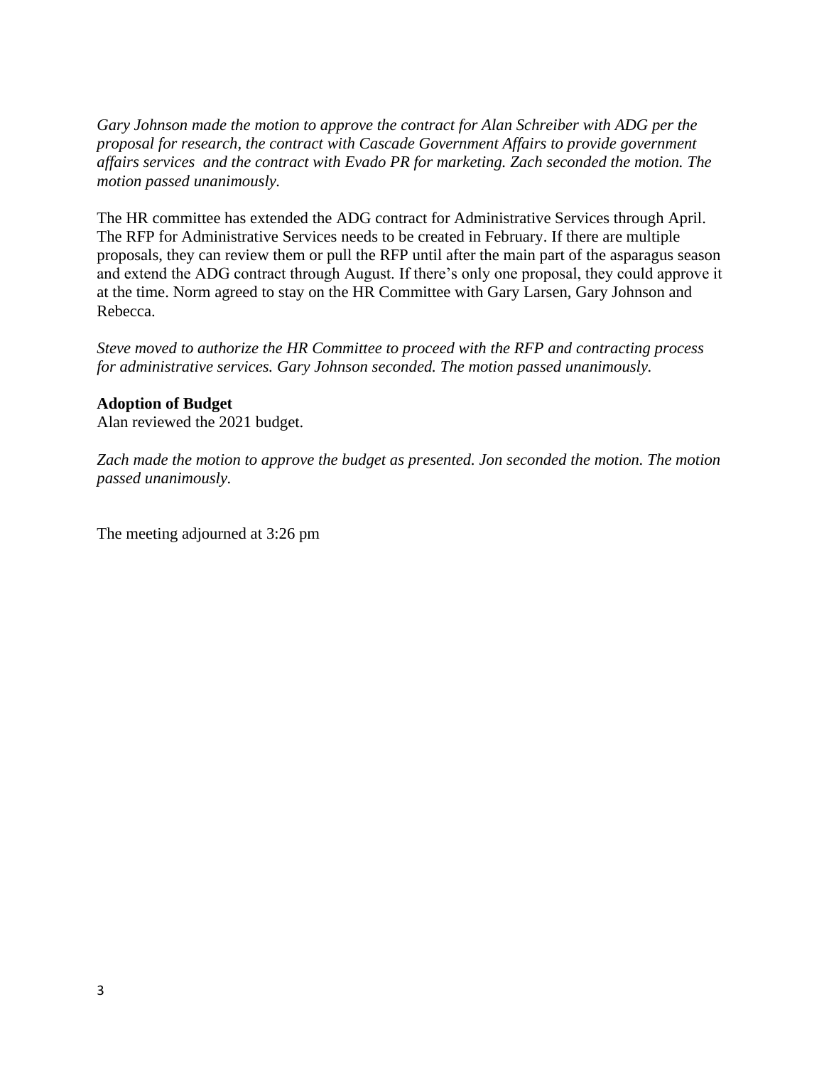*Gary Johnson made the motion to approve the contract for Alan Schreiber with ADG per the proposal for research, the contract with Cascade Government Affairs to provide government affairs services and the contract with Evado PR for marketing. Zach seconded the motion. The motion passed unanimously.*

The HR committee has extended the ADG contract for Administrative Services through April. The RFP for Administrative Services needs to be created in February. If there are multiple proposals, they can review them or pull the RFP until after the main part of the asparagus season and extend the ADG contract through August. If there's only one proposal, they could approve it at the time. Norm agreed to stay on the HR Committee with Gary Larsen, Gary Johnson and Rebecca.

*Steve moved to authorize the HR Committee to proceed with the RFP and contracting process for administrative services. Gary Johnson seconded. The motion passed unanimously.*

**Adoption of Budget**

Alan reviewed the 2021 budget.

*Zach made the motion to approve the budget as presented. Jon seconded the motion. The motion passed unanimously.*

The meeting adjourned at 3:26 pm